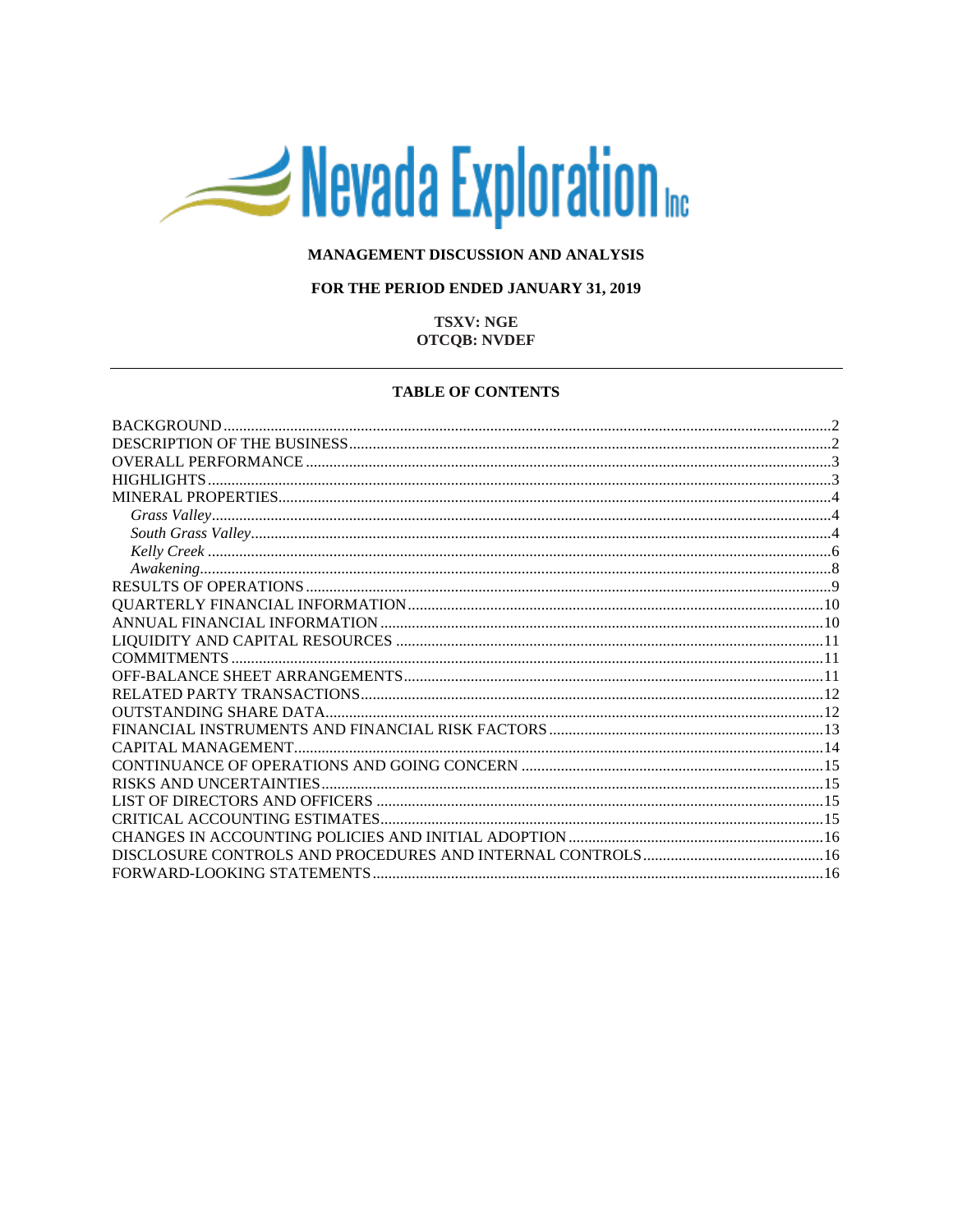# Nevada Exploration Inc

**MANAGEMENT DISCUSSION AND ANALYSIS**

**FOR THE PERIOD ENDED JANUARY 31, 2019**

**TSXV: NGE**
**OTCQB: NVDEF**

---

**TABLE OF CONTENTS**

| | |
|---|---|
| BACKGROUND | 2 |
| DESCRIPTION OF THE BUSINESS | 2 |
| OVERALL PERFORMANCE | 3 |
| HIGHLIGHTS | 3 |
| MINERAL PROPERTIES | 4 |
| *Grass Valley* | 4 |
| *South Grass Valley* | 4 |
| *Kelly Creek* | 6 |
| *Awakening* | 8 |
| RESULTS OF OPERATIONS | 9 |
| QUARTERLY FINANCIAL INFORMATION | 10 |
| ANNUAL FINANCIAL INFORMATION | 10 |
| LIQUIDITY AND CAPITAL RESOURCES | 11 |
| COMMITMENTS | 11 |
| OFF-BALANCE SHEET ARRANGEMENTS | 11 |
| RELATED PARTY TRANSACTIONS | 12 |
| OUTSTANDING SHARE DATA | 12 |
| FINANCIAL INSTRUMENTS AND FINANCIAL RISK FACTORS | 13 |
| CAPITAL MANAGEMENT | 14 |
| CONTINUANCE OF OPERATIONS AND GOING CONCERN | 15 |
| RISKS AND UNCERTAINTIES | 15 |
| LIST OF DIRECTORS AND OFFICERS | 15 |
| CRITICAL ACCOUNTING ESTIMATES | 15 |
| CHANGES IN ACCOUNTING POLICIES AND INITIAL ADOPTION | 16 |
| DISCLOSURE CONTROLS AND PROCEDURES AND INTERNAL CONTROLS | 16 |
| FORWARD-LOOKING STATEMENTS | 16 |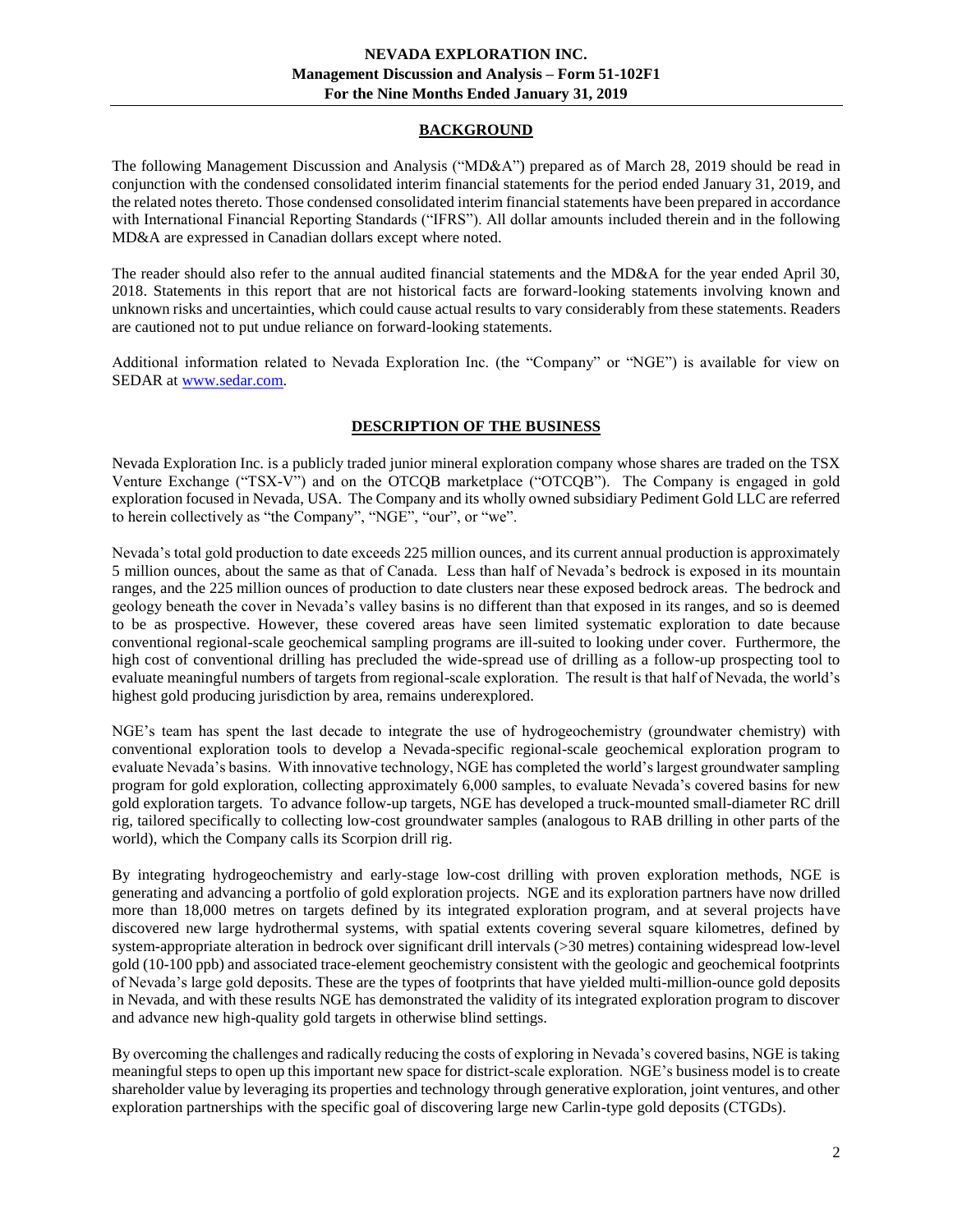## BACKGROUND

The following Management Discussion and Analysis ("MD&A") prepared as of March 28, 2019 should be read in conjunction with the condensed consolidated interim financial statements for the period ended January 31, 2019, and the related notes thereto. Those condensed consolidated interim financial statements have been prepared in accordance with International Financial Reporting Standards ("IFRS"). All dollar amounts included therein and in the following MD&A are expressed in Canadian dollars except where noted.

The reader should also refer to the annual audited financial statements and the MD&A for the year ended April 30, 2018. Statements in this report that are not historical facts are forward-looking statements involving known and unknown risks and uncertainties, which could cause actual results to vary considerably from these statements. Readers are cautioned not to put undue reliance on forward-looking statements.

Additional information related to Nevada Exploration Inc. (the "Company" or "NGE") is available for view on SEDAR at www.sedar.com.

## DESCRIPTION OF THE BUSINESS

Nevada Exploration Inc. is a publicly traded junior mineral exploration company whose shares are traded on the TSX Venture Exchange ("TSX-V") and on the OTCQB marketplace ("OTCQB"). The Company is engaged in gold exploration focused in Nevada, USA. The Company and its wholly owned subsidiary Pediment Gold LLC are referred to herein collectively as "the Company", "NGE", "our", or "we".

Nevada's total gold production to date exceeds 225 million ounces, and its current annual production is approximately 5 million ounces, about the same as that of Canada. Less than half of Nevada's bedrock is exposed in its mountain ranges, and the 225 million ounces of production to date clusters near these exposed bedrock areas. The bedrock and geology beneath the cover in Nevada's valley basins is no different than that exposed in its ranges, and so is deemed to be as prospective. However, these covered areas have seen limited systematic exploration to date because conventional regional-scale geochemical sampling programs are ill-suited to looking under cover. Furthermore, the high cost of conventional drilling has precluded the wide-spread use of drilling as a follow-up prospecting tool to evaluate meaningful numbers of targets from regional-scale exploration. The result is that half of Nevada, the world's highest gold producing jurisdiction by area, remains underexplored.

NGE's team has spent the last decade to integrate the use of hydrogeochemistry (groundwater chemistry) with conventional exploration tools to develop a Nevada-specific regional-scale geochemical exploration program to evaluate Nevada's basins. With innovative technology, NGE has completed the world's largest groundwater sampling program for gold exploration, collecting approximately 6,000 samples, to evaluate Nevada's covered basins for new gold exploration targets. To advance follow-up targets, NGE has developed a truck-mounted small-diameter RC drill rig, tailored specifically to collecting low-cost groundwater samples (analogous to RAB drilling in other parts of the world), which the Company calls its Scorpion drill rig.

By integrating hydrogeochemistry and early-stage low-cost drilling with proven exploration methods, NGE is generating and advancing a portfolio of gold exploration projects. NGE and its exploration partners have now drilled more than 18,000 metres on targets defined by its integrated exploration program, and at several projects have discovered new large hydrothermal systems, with spatial extents covering several square kilometres, defined by system-appropriate alteration in bedrock over significant drill intervals (>30 metres) containing widespread low-level gold (10-100 ppb) and associated trace-element geochemistry consistent with the geologic and geochemical footprints of Nevada's large gold deposits. These are the types of footprints that have yielded multi-million-ounce gold deposits in Nevada, and with these results NGE has demonstrated the validity of its integrated exploration program to discover and advance new high-quality gold targets in otherwise blind settings.

By overcoming the challenges and radically reducing the costs of exploring in Nevada's covered basins, NGE is taking meaningful steps to open up this important new space for district-scale exploration. NGE's business model is to create shareholder value by leveraging its properties and technology through generative exploration, joint ventures, and other exploration partnerships with the specific goal of discovering large new Carlin-type gold deposits (CTGDs).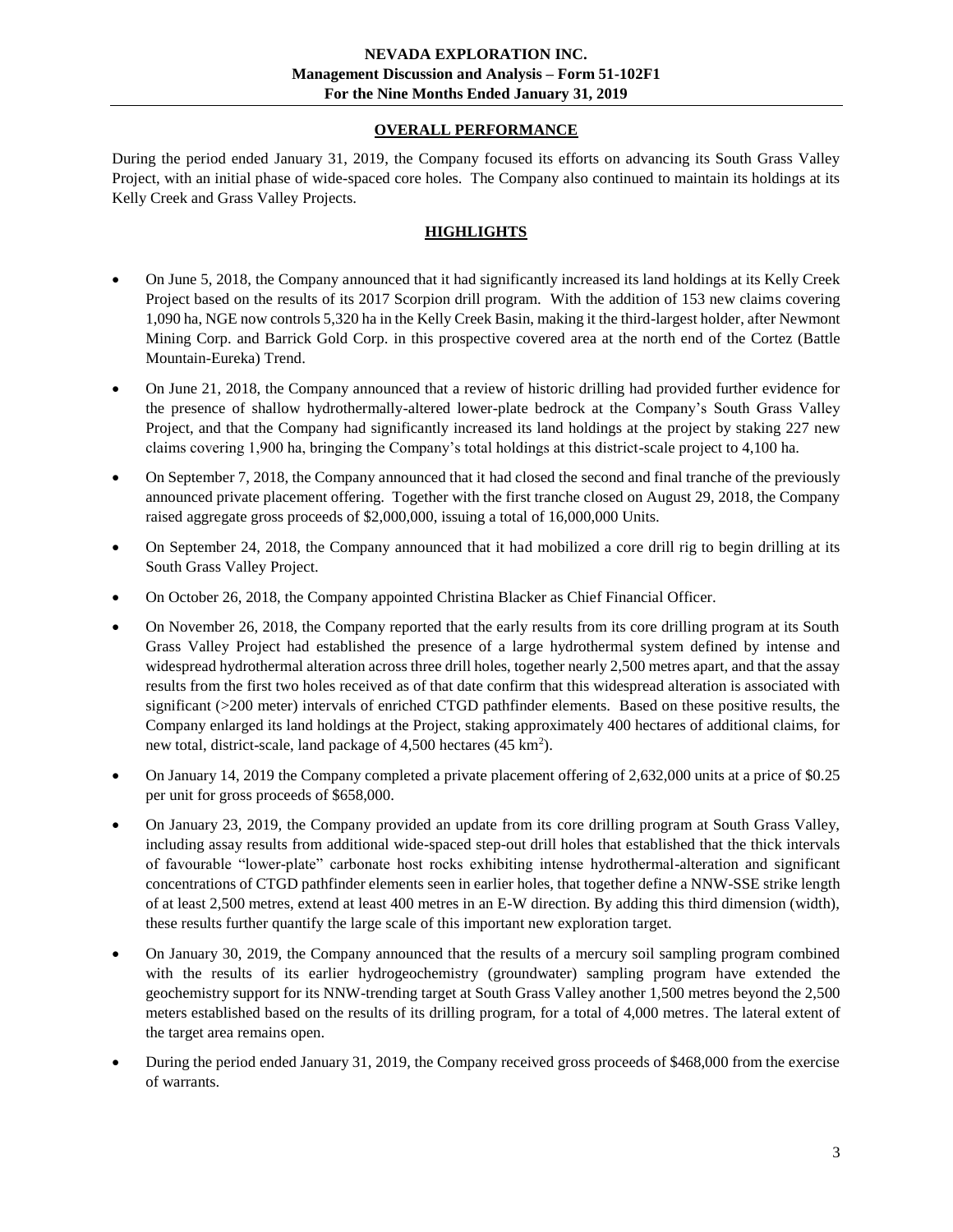## OVERALL PERFORMANCE

During the period ended January 31, 2019, the Company focused its efforts on advancing its South Grass Valley Project, with an initial phase of wide-spaced core holes. The Company also continued to maintain its holdings at its Kelly Creek and Grass Valley Projects.

## HIGHLIGHTS

- On June 5, 2018, the Company announced that it had significantly increased its land holdings at its Kelly Creek Project based on the results of its 2017 Scorpion drill program. With the addition of 153 new claims covering 1,090 ha, NGE now controls 5,320 ha in the Kelly Creek Basin, making it the third-largest holder, after Newmont Mining Corp. and Barrick Gold Corp. in this prospective covered area at the north end of the Cortez (Battle Mountain-Eureka) Trend.
- On June 21, 2018, the Company announced that a review of historic drilling had provided further evidence for the presence of shallow hydrothermally-altered lower-plate bedrock at the Company's South Grass Valley Project, and that the Company had significantly increased its land holdings at the project by staking 227 new claims covering 1,900 ha, bringing the Company's total holdings at this district-scale project to 4,100 ha.
- On September 7, 2018, the Company announced that it had closed the second and final tranche of the previously announced private placement offering. Together with the first tranche closed on August 29, 2018, the Company raised aggregate gross proceeds of $2,000,000, issuing a total of 16,000,000 Units.
- On September 24, 2018, the Company announced that it had mobilized a core drill rig to begin drilling at its South Grass Valley Project.
- On October 26, 2018, the Company appointed Christina Blacker as Chief Financial Officer.
- On November 26, 2018, the Company reported that the early results from its core drilling program at its South Grass Valley Project had established the presence of a large hydrothermal system defined by intense and widespread hydrothermal alteration across three drill holes, together nearly 2,500 metres apart, and that the assay results from the first two holes received as of that date confirm that this widespread alteration is associated with significant (>200 meter) intervals of enriched CTGD pathfinder elements. Based on these positive results, the Company enlarged its land holdings at the Project, staking approximately 400 hectares of additional claims, for new total, district-scale, land package of 4,500 hectares (45 $km^2$).
- On January 14, 2019 the Company completed a private placement offering of 2,632,000 units at a price of $0.25 per unit for gross proceeds of $658,000.
- On January 23, 2019, the Company provided an update from its core drilling program at South Grass Valley, including assay results from additional wide-spaced step-out drill holes that established that the thick intervals of favourable "lower-plate" carbonate host rocks exhibiting intense hydrothermal-alteration and significant concentrations of CTGD pathfinder elements seen in earlier holes, that together define a NNW-SSE strike length of at least 2,500 metres, extend at least 400 metres in an E-W direction. By adding this third dimension (width), these results further quantify the large scale of this important new exploration target.
- On January 30, 2019, the Company announced that the results of a mercury soil sampling program combined with the results of its earlier hydrogeochemistry (groundwater) sampling program have extended the geochemistry support for its NNW-trending target at South Grass Valley another 1,500 metres beyond the 2,500 meters established based on the results of its drilling program, for a total of 4,000 metres. The lateral extent of the target area remains open.
- During the period ended January 31, 2019, the Company received gross proceeds of $468,000 from the exercise of warrants.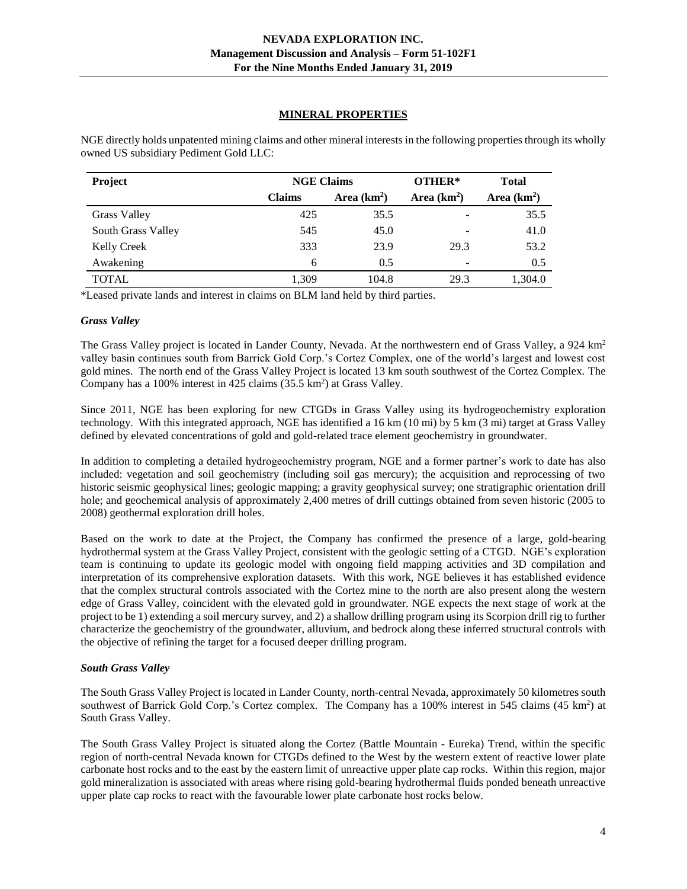## MINERAL PROPERTIES

NGE directly holds unpatented mining claims and other mineral interests in the following properties through its wholly owned US subsidiary Pediment Gold LLC:

| Project | NGE Claims | | OTHER* | Total |
|---|---|---|---|---|
| | Claims | Area (km$^2$) | Area (km$^2$) | Area (km$^2$) |
| Grass Valley | 425 | 35.5 | - | 35.5 |
| South Grass Valley | 545 | 45.0 | - | 41.0 |
| Kelly Creek | 333 | 23.9 | 29.3 | 53.2 |
| Awakening | 6 | 0.5 | - | 0.5 |
| TOTAL | 1,309 | 104.8 | 29.3 | 1,304.0 |

*Leased private lands and interest in claims on BLM land held by third parties.

### *Grass Valley*

The Grass Valley project is located in Lander County, Nevada. At the northwestern end of Grass Valley, a 924 km$^2$ valley basin continues south from Barrick Gold Corp.'s Cortez Complex, one of the world's largest and lowest cost gold mines. The north end of the Grass Valley Project is located 13 km south southwest of the Cortez Complex. The Company has a 100% interest in 425 claims (35.5 km$^2$) at Grass Valley.

Since 2011, NGE has been exploring for new CTGDs in Grass Valley using its hydrogeochemistry exploration technology. With this integrated approach, NGE has identified a 16 km (10 mi) by 5 km (3 mi) target at Grass Valley defined by elevated concentrations of gold and gold-related trace element geochemistry in groundwater.

In addition to completing a detailed hydrogeochemistry program, NGE and a former partner's work to date has also included: vegetation and soil geochemistry (including soil gas mercury); the acquisition and reprocessing of two historic seismic geophysical lines; geologic mapping; a gravity geophysical survey; one stratigraphic orientation drill hole; and geochemical analysis of approximately 2,400 metres of drill cuttings obtained from seven historic (2005 to 2008) geothermal exploration drill holes.

Based on the work to date at the Project, the Company has confirmed the presence of a large, gold-bearing hydrothermal system at the Grass Valley Project, consistent with the geologic setting of a CTGD. NGE's exploration team is continuing to update its geologic model with ongoing field mapping activities and 3D compilation and interpretation of its comprehensive exploration datasets. With this work, NGE believes it has established evidence that the complex structural controls associated with the Cortez mine to the north are also present along the western edge of Grass Valley, coincident with the elevated gold in groundwater. NGE expects the next stage of work at the project to be 1) extending a soil mercury survey, and 2) a shallow drilling program using its Scorpion drill rig to further characterize the geochemistry of the groundwater, alluvium, and bedrock along these inferred structural controls with the objective of refining the target for a focused deeper drilling program.

### *South Grass Valley*

The South Grass Valley Project is located in Lander County, north-central Nevada, approximately 50 kilometres south southwest of Barrick Gold Corp.'s Cortez complex. The Company has a 100% interest in 545 claims (45 km$^2$) at South Grass Valley.

The South Grass Valley Project is situated along the Cortez (Battle Mountain - Eureka) Trend, within the specific region of north-central Nevada known for CTGDs defined to the West by the western extent of reactive lower plate carbonate host rocks and to the east by the eastern limit of unreactive upper plate cap rocks. Within this region, major gold mineralization is associated with areas where rising gold-bearing hydrothermal fluids ponded beneath unreactive upper plate cap rocks to react with the favourable lower plate carbonate host rocks below.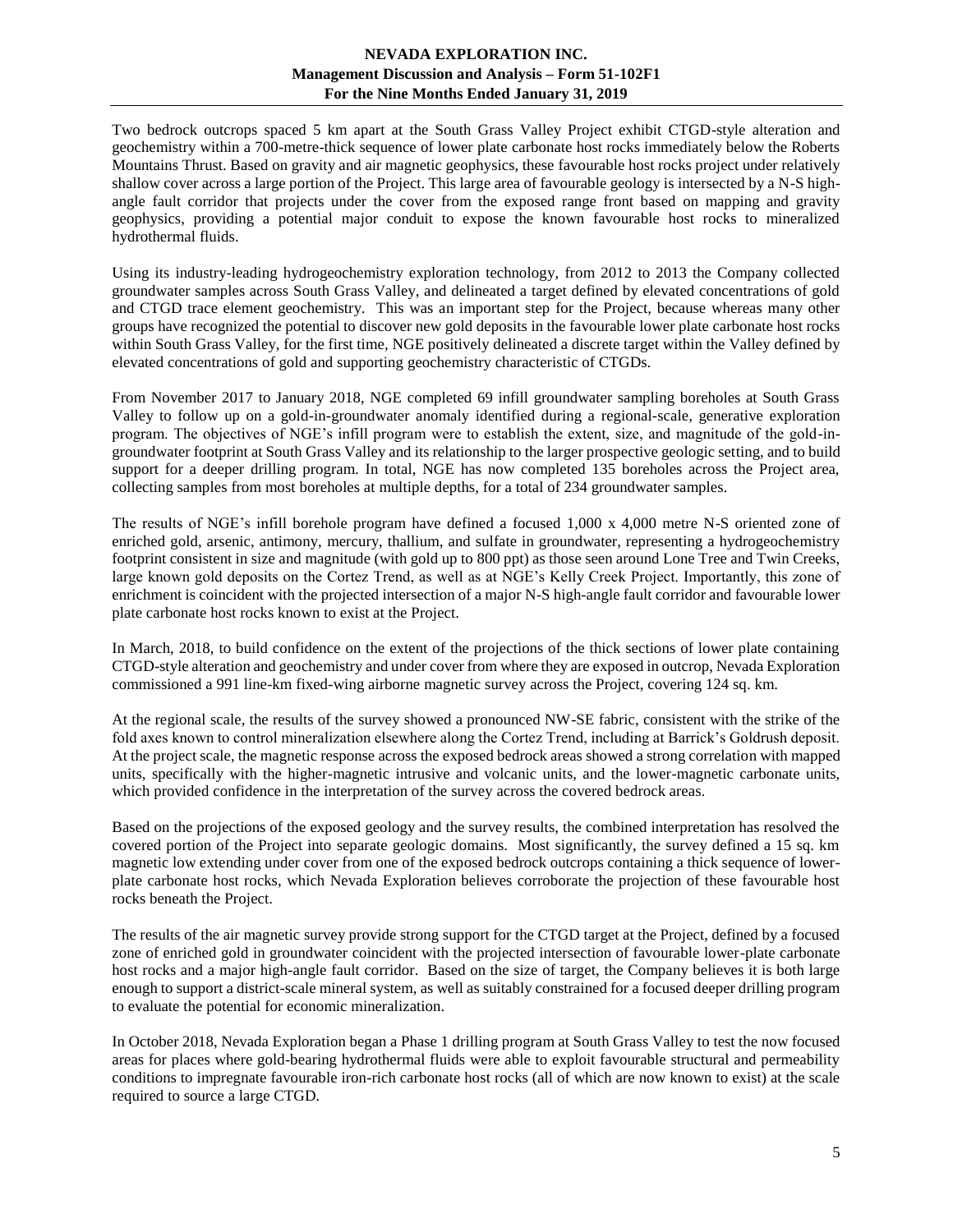Two bedrock outcrops spaced 5 km apart at the South Grass Valley Project exhibit CTGD-style alteration and geochemistry within a 700-metre-thick sequence of lower plate carbonate host rocks immediately below the Roberts Mountains Thrust. Based on gravity and air magnetic geophysics, these favourable host rocks project under relatively shallow cover across a large portion of the Project. This large area of favourable geology is intersected by a N-S high-angle fault corridor that projects under the cover from the exposed range front based on mapping and gravity geophysics, providing a potential major conduit to expose the known favourable host rocks to mineralized hydrothermal fluids.

Using its industry-leading hydrogeochemistry exploration technology, from 2012 to 2013 the Company collected groundwater samples across South Grass Valley, and delineated a target defined by elevated concentrations of gold and CTGD trace element geochemistry. This was an important step for the Project, because whereas many other groups have recognized the potential to discover new gold deposits in the favourable lower plate carbonate host rocks within South Grass Valley, for the first time, NGE positively delineated a discrete target within the Valley defined by elevated concentrations of gold and supporting geochemistry characteristic of CTGDs.

From November 2017 to January 2018, NGE completed 69 infill groundwater sampling boreholes at South Grass Valley to follow up on a gold-in-groundwater anomaly identified during a regional-scale, generative exploration program. The objectives of NGE's infill program were to establish the extent, size, and magnitude of the gold-in-groundwater footprint at South Grass Valley and its relationship to the larger prospective geologic setting, and to build support for a deeper drilling program. In total, NGE has now completed 135 boreholes across the Project area, collecting samples from most boreholes at multiple depths, for a total of 234 groundwater samples.

The results of NGE's infill borehole program have defined a focused 1,000 x 4,000 metre N-S oriented zone of enriched gold, arsenic, antimony, mercury, thallium, and sulfate in groundwater, representing a hydrogeochemistry footprint consistent in size and magnitude (with gold up to 800 ppt) as those seen around Lone Tree and Twin Creeks, large known gold deposits on the Cortez Trend, as well as at NGE's Kelly Creek Project. Importantly, this zone of enrichment is coincident with the projected intersection of a major N-S high-angle fault corridor and favourable lower plate carbonate host rocks known to exist at the Project.

In March, 2018, to build confidence on the extent of the projections of the thick sections of lower plate containing CTGD-style alteration and geochemistry and under cover from where they are exposed in outcrop, Nevada Exploration commissioned a 991 line-km fixed-wing airborne magnetic survey across the Project, covering 124 sq. km.

At the regional scale, the results of the survey showed a pronounced NW-SE fabric, consistent with the strike of the fold axes known to control mineralization elsewhere along the Cortez Trend, including at Barrick's Goldrush deposit. At the project scale, the magnetic response across the exposed bedrock areas showed a strong correlation with mapped units, specifically with the higher-magnetic intrusive and volcanic units, and the lower-magnetic carbonate units, which provided confidence in the interpretation of the survey across the covered bedrock areas.

Based on the projections of the exposed geology and the survey results, the combined interpretation has resolved the covered portion of the Project into separate geologic domains. Most significantly, the survey defined a 15 sq. km magnetic low extending under cover from one of the exposed bedrock outcrops containing a thick sequence of lower-plate carbonate host rocks, which Nevada Exploration believes corroborate the projection of these favourable host rocks beneath the Project.

The results of the air magnetic survey provide strong support for the CTGD target at the Project, defined by a focused zone of enriched gold in groundwater coincident with the projected intersection of favourable lower-plate carbonate host rocks and a major high-angle fault corridor. Based on the size of target, the Company believes it is both large enough to support a district-scale mineral system, as well as suitably constrained for a focused deeper drilling program to evaluate the potential for economic mineralization.

In October 2018, Nevada Exploration began a Phase 1 drilling program at South Grass Valley to test the now focused areas for places where gold-bearing hydrothermal fluids were able to exploit favourable structural and permeability conditions to impregnate favourable iron-rich carbonate host rocks (all of which are now known to exist) at the scale required to source a large CTGD.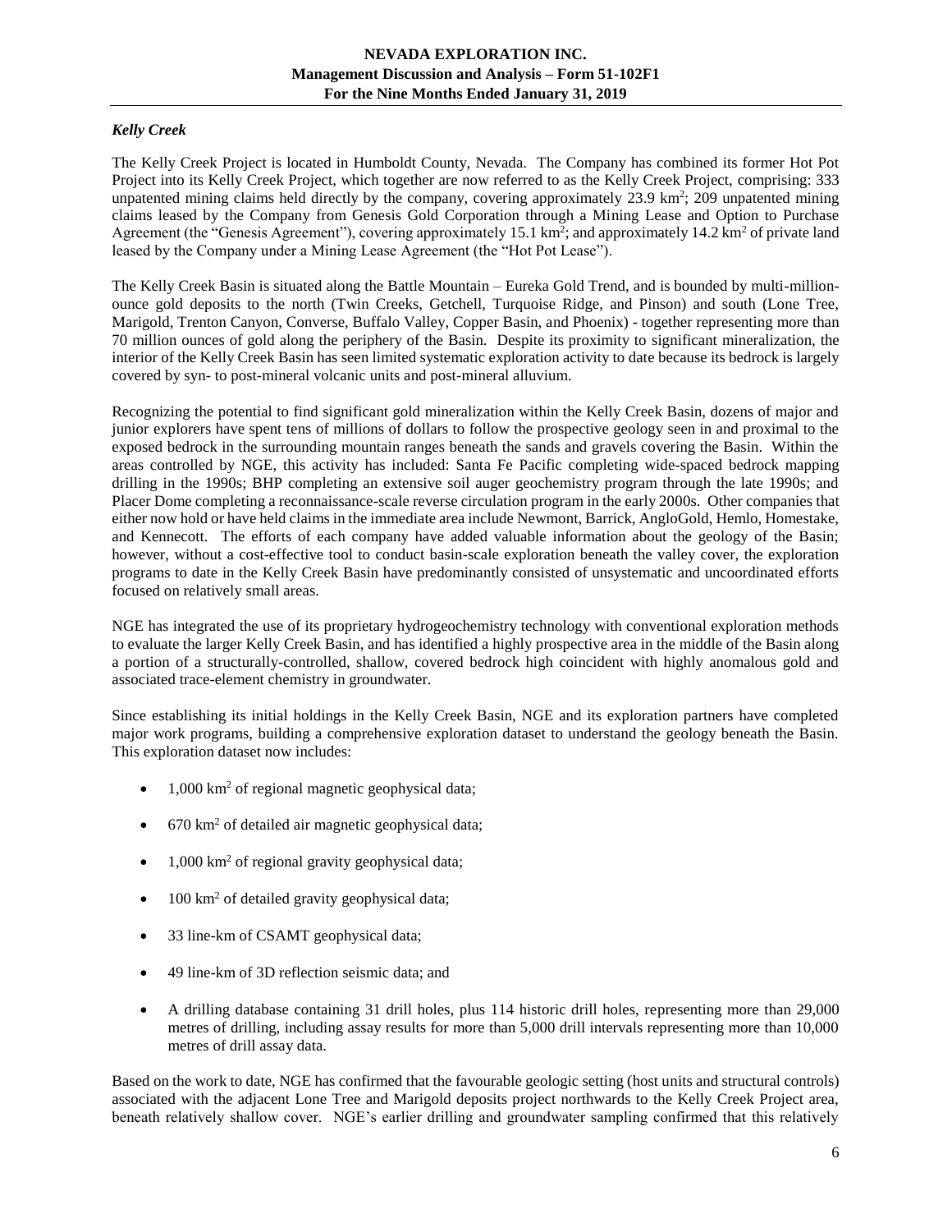### *Kelly Creek*

The Kelly Creek Project is located in Humboldt County, Nevada. The Company has combined its former Hot Pot Project into its Kelly Creek Project, which together are now referred to as the Kelly Creek Project, comprising: 333 unpatented mining claims held directly by the company, covering approximately 23.9 km$^2$; 209 unpatented mining claims leased by the Company from Genesis Gold Corporation through a Mining Lease and Option to Purchase Agreement (the "Genesis Agreement"), covering approximately 15.1 km$^2$; and approximately 14.2 km$^2$ of private land leased by the Company under a Mining Lease Agreement (the "Hot Pot Lease").

The Kelly Creek Basin is situated along the Battle Mountain – Eureka Gold Trend, and is bounded by multi-million-ounce gold deposits to the north (Twin Creeks, Getchell, Turquoise Ridge, and Pinson) and south (Lone Tree, Marigold, Trenton Canyon, Converse, Buffalo Valley, Copper Basin, and Phoenix) - together representing more than 70 million ounces of gold along the periphery of the Basin. Despite its proximity to significant mineralization, the interior of the Kelly Creek Basin has seen limited systematic exploration activity to date because its bedrock is largely covered by syn- to post-mineral volcanic units and post-mineral alluvium.

Recognizing the potential to find significant gold mineralization within the Kelly Creek Basin, dozens of major and junior explorers have spent tens of millions of dollars to follow the prospective geology seen in and proximal to the exposed bedrock in the surrounding mountain ranges beneath the sands and gravels covering the Basin. Within the areas controlled by NGE, this activity has included: Santa Fe Pacific completing wide-spaced bedrock mapping drilling in the 1990s; BHP completing an extensive soil auger geochemistry program through the late 1990s; and Placer Dome completing a reconnaissance-scale reverse circulation program in the early 2000s. Other companies that either now hold or have held claims in the immediate area include Newmont, Barrick, AngloGold, Hemlo, Homestake, and Kennecott. The efforts of each company have added valuable information about the geology of the Basin; however, without a cost-effective tool to conduct basin-scale exploration beneath the valley cover, the exploration programs to date in the Kelly Creek Basin have predominantly consisted of unsystematic and uncoordinated efforts focused on relatively small areas.

NGE has integrated the use of its proprietary hydrogeochemistry technology with conventional exploration methods to evaluate the larger Kelly Creek Basin, and has identified a highly prospective area in the middle of the Basin along a portion of a structurally-controlled, shallow, covered bedrock high coincident with highly anomalous gold and associated trace-element chemistry in groundwater.

Since establishing its initial holdings in the Kelly Creek Basin, NGE and its exploration partners have completed major work programs, building a comprehensive exploration dataset to understand the geology beneath the Basin. This exploration dataset now includes:

- 1,000 km$^2$ of regional magnetic geophysical data;
- 670 km$^2$ of detailed air magnetic geophysical data;
- 1,000 km$^2$ of regional gravity geophysical data;
- 100 km$^2$ of detailed gravity geophysical data;
- 33 line-km of CSAMT geophysical data;
- 49 line-km of 3D reflection seismic data; and
- A drilling database containing 31 drill holes, plus 114 historic drill holes, representing more than 29,000 metres of drilling, including assay results for more than 5,000 drill intervals representing more than 10,000 metres of drill assay data.

Based on the work to date, NGE has confirmed that the favourable geologic setting (host units and structural controls) associated with the adjacent Lone Tree and Marigold deposits project northwards to the Kelly Creek Project area, beneath relatively shallow cover. NGE's earlier drilling and groundwater sampling confirmed that this relatively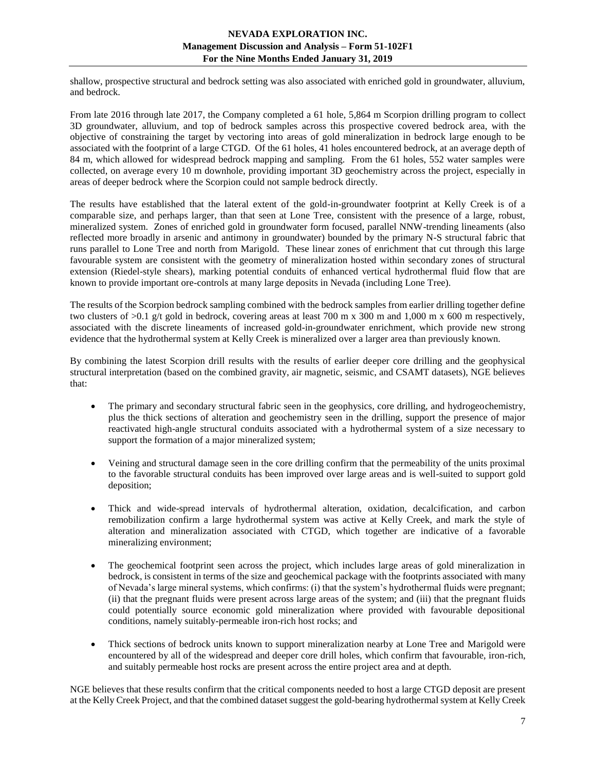shallow, prospective structural and bedrock setting was also associated with enriched gold in groundwater, alluvium, and bedrock.

From late 2016 through late 2017, the Company completed a 61 hole, 5,864 m Scorpion drilling program to collect 3D groundwater, alluvium, and top of bedrock samples across this prospective covered bedrock area, with the objective of constraining the target by vectoring into areas of gold mineralization in bedrock large enough to be associated with the footprint of a large CTGD. Of the 61 holes, 41 holes encountered bedrock, at an average depth of 84 m, which allowed for widespread bedrock mapping and sampling. From the 61 holes, 552 water samples were collected, on average every 10 m downhole, providing important 3D geochemistry across the project, especially in areas of deeper bedrock where the Scorpion could not sample bedrock directly.

The results have established that the lateral extent of the gold-in-groundwater footprint at Kelly Creek is of a comparable size, and perhaps larger, than that seen at Lone Tree, consistent with the presence of a large, robust, mineralized system. Zones of enriched gold in groundwater form focused, parallel NNW-trending lineaments (also reflected more broadly in arsenic and antimony in groundwater) bounded by the primary N-S structural fabric that runs parallel to Lone Tree and north from Marigold. These linear zones of enrichment that cut through this large favourable system are consistent with the geometry of mineralization hosted within secondary zones of structural extension (Riedel-style shears), marking potential conduits of enhanced vertical hydrothermal fluid flow that are known to provide important ore-controls at many large deposits in Nevada (including Lone Tree).

The results of the Scorpion bedrock sampling combined with the bedrock samples from earlier drilling together define two clusters of >0.1 g/t gold in bedrock, covering areas at least 700 m x 300 m and 1,000 m x 600 m respectively, associated with the discrete lineaments of increased gold-in-groundwater enrichment, which provide new strong evidence that the hydrothermal system at Kelly Creek is mineralized over a larger area than previously known.

By combining the latest Scorpion drill results with the results of earlier deeper core drilling and the geophysical structural interpretation (based on the combined gravity, air magnetic, seismic, and CSAMT datasets), NGE believes that:

- The primary and secondary structural fabric seen in the geophysics, core drilling, and hydrogeochemistry, plus the thick sections of alteration and geochemistry seen in the drilling, support the presence of major reactivated high-angle structural conduits associated with a hydrothermal system of a size necessary to support the formation of a major mineralized system;
- Veining and structural damage seen in the core drilling confirm that the permeability of the units proximal to the favorable structural conduits has been improved over large areas and is well-suited to support gold deposition;
- Thick and wide-spread intervals of hydrothermal alteration, oxidation, decalcification, and carbon remobilization confirm a large hydrothermal system was active at Kelly Creek, and mark the style of alteration and mineralization associated with CTGD, which together are indicative of a favorable mineralizing environment;
- The geochemical footprint seen across the project, which includes large areas of gold mineralization in bedrock, is consistent in terms of the size and geochemical package with the footprints associated with many of Nevada's large mineral systems, which confirms: (i) that the system's hydrothermal fluids were pregnant; (ii) that the pregnant fluids were present across large areas of the system; and (iii) that the pregnant fluids could potentially source economic gold mineralization where provided with favourable depositional conditions, namely suitably-permeable iron-rich host rocks; and
- Thick sections of bedrock units known to support mineralization nearby at Lone Tree and Marigold were encountered by all of the widespread and deeper core drill holes, which confirm that favourable, iron-rich, and suitably permeable host rocks are present across the entire project area and at depth.

NGE believes that these results confirm that the critical components needed to host a large CTGD deposit are present at the Kelly Creek Project, and that the combined dataset suggest the gold-bearing hydrothermal system at Kelly Creek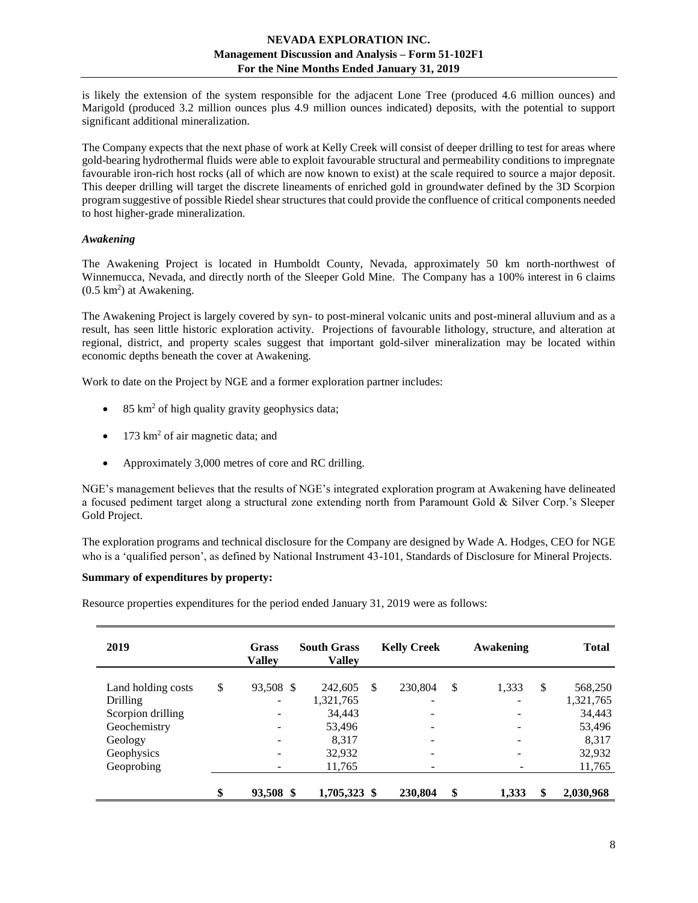is likely the extension of the system responsible for the adjacent Lone Tree (produced 4.6 million ounces) and Marigold (produced 3.2 million ounces plus 4.9 million ounces indicated) deposits, with the potential to support significant additional mineralization.

The Company expects that the next phase of work at Kelly Creek will consist of deeper drilling to test for areas where gold-bearing hydrothermal fluids were able to exploit favourable structural and permeability conditions to impregnate favourable iron-rich host rocks (all of which are now known to exist) at the scale required to source a major deposit. This deeper drilling will target the discrete lineaments of enriched gold in groundwater defined by the 3D Scorpion program suggestive of possible Riedel shear structures that could provide the confluence of critical components needed to host higher-grade mineralization.

### *Awakening*

The Awakening Project is located in Humboldt County, Nevada, approximately 50 km north-northwest of Winnemucca, Nevada, and directly north of the Sleeper Gold Mine. The Company has a 100% interest in 6 claims (0.5 km$^2$) at Awakening.

The Awakening Project is largely covered by syn- to post-mineral volcanic units and post-mineral alluvium and as a result, has seen little historic exploration activity. Projections of favourable lithology, structure, and alteration at regional, district, and property scales suggest that important gold-silver mineralization may be located within economic depths beneath the cover at Awakening.

Work to date on the Project by NGE and a former exploration partner includes:

- 85 km$^2$ of high quality gravity geophysics data;
- 173 km$^2$ of air magnetic data; and
- Approximately 3,000 metres of core and RC drilling.

NGE's management believes that the results of NGE's integrated exploration program at Awakening have delineated a focused pediment target along a structural zone extending north from Paramount Gold & Silver Corp.'s Sleeper Gold Project.

The exploration programs and technical disclosure for the Company are designed by Wade A. Hodges, CEO for NGE who is a 'qualified person', as defined by National Instrument 43-101, Standards of Disclosure for Mineral Projects.

**Summary of expenditures by property:**

Resource properties expenditures for the period ended January 31, 2019 were as follows:

| 2019 | Grass Valley | South Grass Valley | Kelly Creek | Awakening | Total |
|---|---|---|---|---|---|
| Land holding costs | $ 93,508 | $ 242,605 | $ 230,804 | $ 1,333 | $ 568,250 |
| Drilling | - | 1,321,765 | - | - | 1,321,765 |
| Scorpion drilling | - | 34,443 | - | - | 34,443 |
| Geochemistry | - | 53,496 | - | - | 53,496 |
| Geology | - | 8,317 | - | - | 8,317 |
| Geophysics | - | 32,932 | - | - | 32,932 |
| Geoprobing | - | 11,765 | - | - | 11,765 |
| | **$ 93,508** | **$ 1,705,323** | **$ 230,804** | **$ 1,333** | **$ 2,030,968** |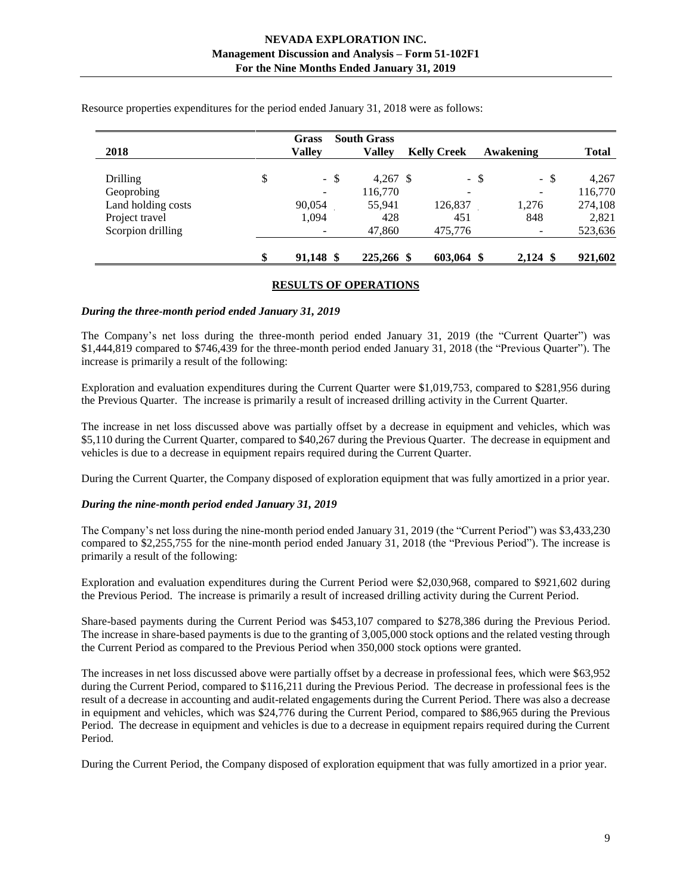Resource properties expenditures for the period ended January 31, 2018 were as follows:

| 2018 | Grass Valley | South Grass Valley | Kelly Creek | Awakening | Total |
|---|---|---|---|---|---|
| Drilling | $ - | $ 4,267 | $ - | $ - | $ 4,267 |
| Geoprobing | - | 116,770 | - | - | 116,770 |
| Land holding costs | 90,054 | 55,941 | 126,837 | 1,276 | 274,108 |
| Project travel | 1,094 | 428 | 451 | 848 | 2,821 |
| Scorpion drilling | - | 47,860 | 475,776 | - | 523,636 |
| | **$ 91,148** | **$ 225,266** | **$ 603,064** | **$ 2,124** | **$ 921,602** |

## RESULTS OF OPERATIONS

### *During the three-month period ended January 31, 2019*

The Company's net loss during the three-month period ended January 31, 2019 (the "Current Quarter") was $1,444,819 compared to $746,439 for the three-month period ended January 31, 2018 (the "Previous Quarter"). The increase is primarily a result of the following:

Exploration and evaluation expenditures during the Current Quarter were $1,019,753, compared to $281,956 during the Previous Quarter. The increase is primarily a result of increased drilling activity in the Current Quarter.

The increase in net loss discussed above was partially offset by a decrease in equipment and vehicles, which was $5,110 during the Current Quarter, compared to $40,267 during the Previous Quarter. The decrease in equipment and vehicles is due to a decrease in equipment repairs required during the Current Quarter.

During the Current Quarter, the Company disposed of exploration equipment that was fully amortized in a prior year.

### *During the nine-month period ended January 31, 2019*

The Company's net loss during the nine-month period ended January 31, 2019 (the "Current Period") was $3,433,230 compared to $2,255,755 for the nine-month period ended January 31, 2018 (the "Previous Period"). The increase is primarily a result of the following:

Exploration and evaluation expenditures during the Current Period were $2,030,968, compared to $921,602 during the Previous Period. The increase is primarily a result of increased drilling activity during the Current Period.

Share-based payments during the Current Period was $453,107 compared to $278,386 during the Previous Period. The increase in share-based payments is due to the granting of 3,005,000 stock options and the related vesting through the Current Period as compared to the Previous Period when 350,000 stock options were granted.

The increases in net loss discussed above were partially offset by a decrease in professional fees, which were $63,952 during the Current Period, compared to $116,211 during the Previous Period. The decrease in professional fees is the result of a decrease in accounting and audit-related engagements during the Current Period. There was also a decrease in equipment and vehicles, which was $24,776 during the Current Period, compared to $86,965 during the Previous Period. The decrease in equipment and vehicles is due to a decrease in equipment repairs required during the Current Period.

During the Current Period, the Company disposed of exploration equipment that was fully amortized in a prior year.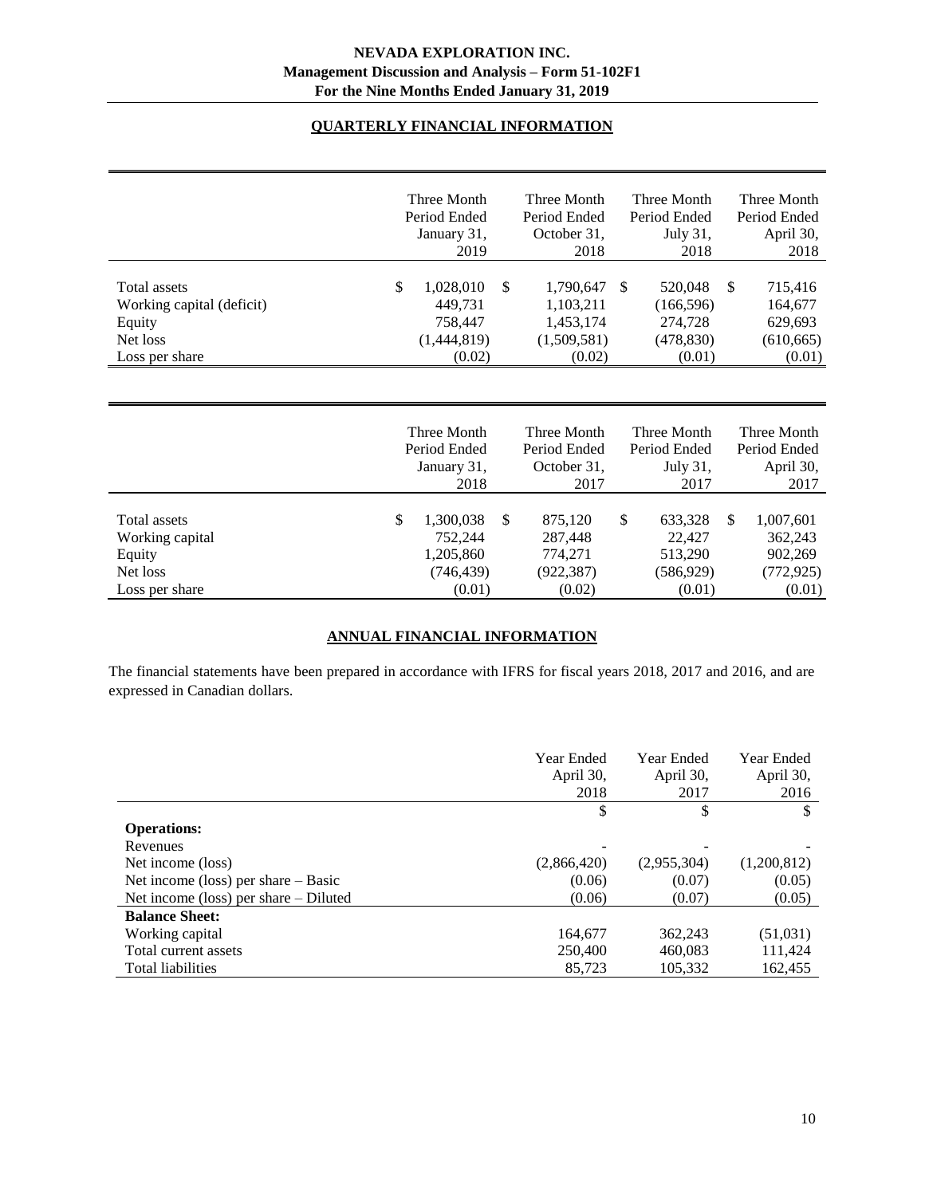## QUARTERLY FINANCIAL INFORMATION

| | Three Month Period Ended January 31, 2019 | Three Month Period Ended October 31, 2018 | Three Month Period Ended July 31, 2018 | Three Month Period Ended April 30, 2018 |
|---|---|---|---|---|
| Total assets | $ 1,028,010 | $ 1,790,647 | $ 520,048 | $ 715,416 |
| Working capital (deficit) | 449,731 | 1,103,211 | (166,596) | 164,677 |
| Equity | 758,447 | 1,453,174 | 274,728 | 629,693 |
| Net loss | (1,444,819) | (1,509,581) | (478,830) | (610,665) |
| Loss per share | (0.02) | (0.02) | (0.01) | (0.01) |

| | Three Month Period Ended January 31, 2018 | Three Month Period Ended October 31, 2017 | Three Month Period Ended July 31, 2017 | Three Month Period Ended April 30, 2017 |
|---|---|---|---|---|
| Total assets | $ 1,300,038 | $ 875,120 | $ 633,328 | $ 1,007,601 |
| Working capital | 752,244 | 287,448 | 22,427 | 362,243 |
| Equity | 1,205,860 | 774,271 | 513,290 | 902,269 |
| Net loss | (746,439) | (922,387) | (586,929) | (772,925) |
| Loss per share | (0.01) | (0.02) | (0.01) | (0.01) |

## ANNUAL FINANCIAL INFORMATION

The financial statements have been prepared in accordance with IFRS for fiscal years 2018, 2017 and 2016, and are expressed in Canadian dollars.

| | Year Ended April 30, 2018 | Year Ended April 30, 2017 | Year Ended April 30, 2016 |
|---|---|---|---|
| | $ | $ | $ |
| **Operations:** | | | |
| Revenues | - | - | - |
| Net income (loss) | (2,866,420) | (2,955,304) | (1,200,812) |
| Net income (loss) per share – Basic | (0.06) | (0.07) | (0.05) |
| Net income (loss) per share – Diluted | (0.06) | (0.07) | (0.05) |
| **Balance Sheet:** | | | |
| Working capital | 164,677 | 362,243 | (51,031) |
| Total current assets | 250,400 | 460,083 | 111,424 |
| Total liabilities | 85,723 | 105,332 | 162,455 |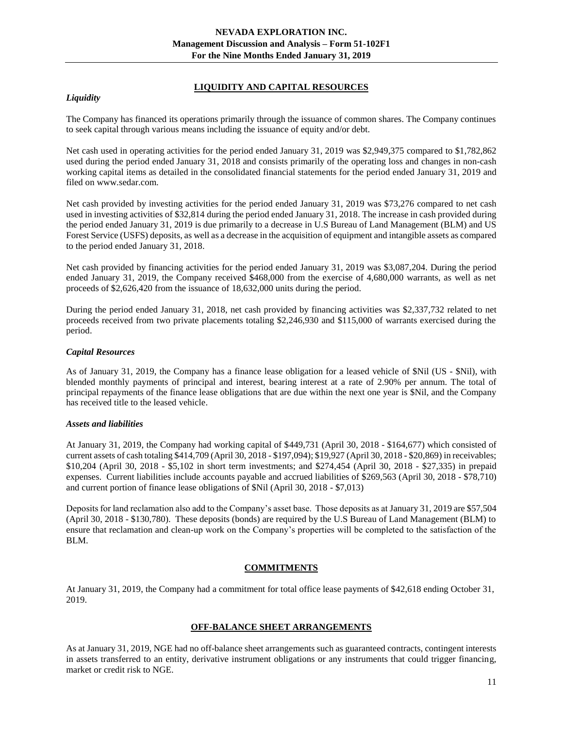## LIQUIDITY AND CAPITAL RESOURCES

### *Liquidity*

The Company has financed its operations primarily through the issuance of common shares. The Company continues to seek capital through various means including the issuance of equity and/or debt.

Net cash used in operating activities for the period ended January 31, 2019 was $2,949,375 compared to $1,782,862 used during the period ended January 31, 2018 and consists primarily of the operating loss and changes in non-cash working capital items as detailed in the consolidated financial statements for the period ended January 31, 2019 and filed on www.sedar.com.

Net cash provided by investing activities for the period ended January 31, 2019 was $73,276 compared to net cash used in investing activities of $32,814 during the period ended January 31, 2018. The increase in cash provided during the period ended January 31, 2019 is due primarily to a decrease in U.S Bureau of Land Management (BLM) and US Forest Service (USFS) deposits, as well as a decrease in the acquisition of equipment and intangible assets as compared to the period ended January 31, 2018.

Net cash provided by financing activities for the period ended January 31, 2019 was $3,087,204. During the period ended January 31, 2019, the Company received $468,000 from the exercise of 4,680,000 warrants, as well as net proceeds of $2,626,420 from the issuance of 18,632,000 units during the period.

During the period ended January 31, 2018, net cash provided by financing activities was $2,337,732 related to net proceeds received from two private placements totaling $2,246,930 and $115,000 of warrants exercised during the period.

### *Capital Resources*

As of January 31, 2019, the Company has a finance lease obligation for a leased vehicle of $Nil (US - $Nil), with blended monthly payments of principal and interest, bearing interest at a rate of 2.90% per annum. The total of principal repayments of the finance lease obligations that are due within the next one year is $Nil, and the Company has received title to the leased vehicle.

### *Assets and liabilities*

At January 31, 2019, the Company had working capital of $449,731 (April 30, 2018 - $164,677) which consisted of current assets of cash totaling $414,709 (April 30, 2018 - $197,094); $19,927 (April 30, 2018 - $20,869) in receivables; $10,204 (April 30, 2018 - $5,102 in short term investments; and $274,454 (April 30, 2018 - $27,335) in prepaid expenses. Current liabilities include accounts payable and accrued liabilities of $269,563 (April 30, 2018 - $78,710) and current portion of finance lease obligations of $Nil (April 30, 2018 - $7,013)

Deposits for land reclamation also add to the Company's asset base. Those deposits as at January 31, 2019 are $57,504 (April 30, 2018 - $130,780). These deposits (bonds) are required by the U.S Bureau of Land Management (BLM) to ensure that reclamation and clean-up work on the Company's properties will be completed to the satisfaction of the BLM.

## COMMITMENTS

At January 31, 2019, the Company had a commitment for total office lease payments of $42,618 ending October 31, 2019.

## OFF-BALANCE SHEET ARRANGEMENTS

As at January 31, 2019, NGE had no off-balance sheet arrangements such as guaranteed contracts, contingent interests in assets transferred to an entity, derivative instrument obligations or any instruments that could trigger financing, market or credit risk to NGE.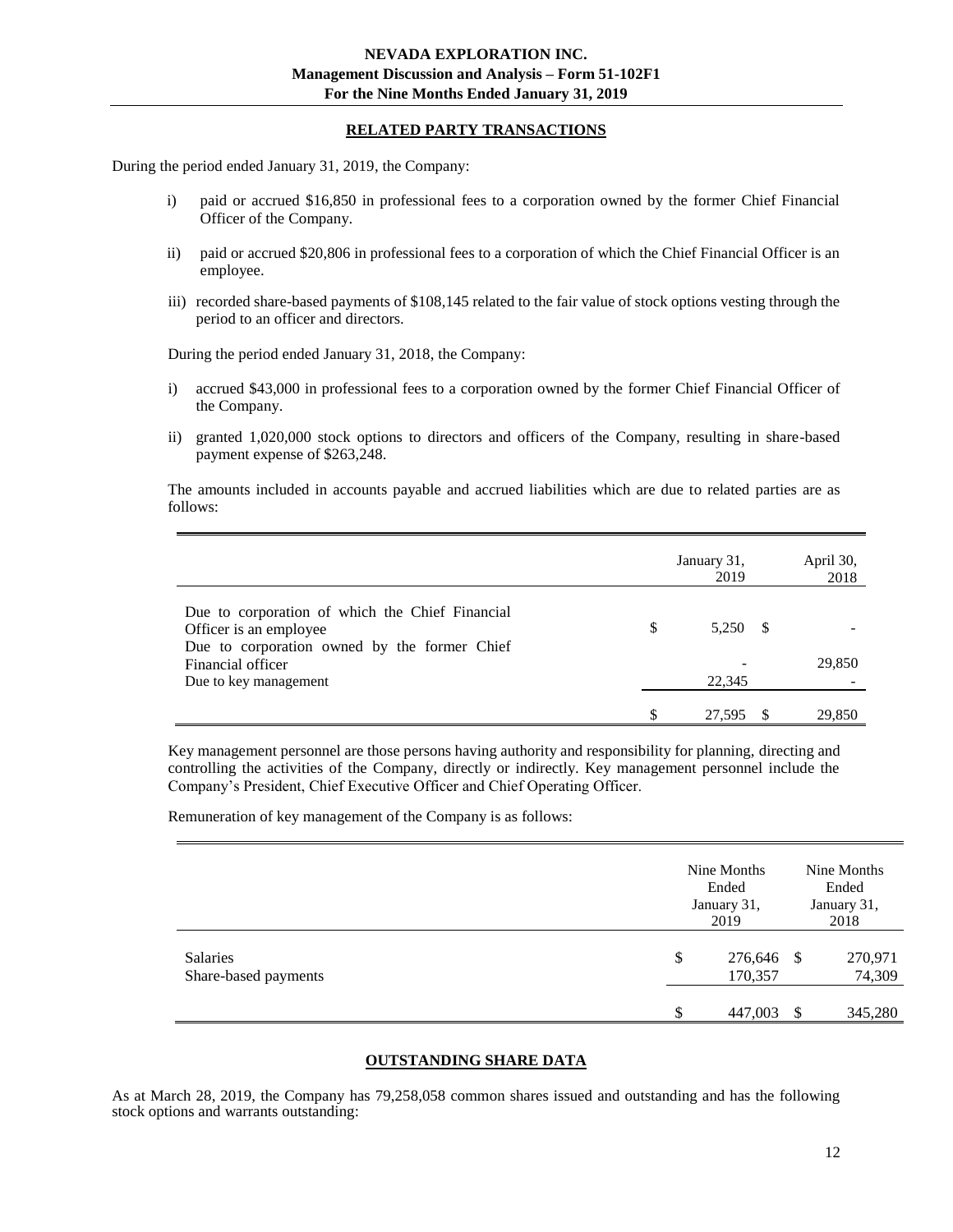## RELATED PARTY TRANSACTIONS

During the period ended January 31, 2019, the Company:

i) paid or accrued \$16,850 in professional fees to a corporation owned by the former Chief Financial Officer of the Company.

ii) paid or accrued \$20,806 in professional fees to a corporation of which the Chief Financial Officer is an employee.

iii) recorded share-based payments of \$108,145 related to the fair value of stock options vesting through the period to an officer and directors.

During the period ended January 31, 2018, the Company:

i) accrued \$43,000 in professional fees to a corporation owned by the former Chief Financial Officer of the Company.

ii) granted 1,020,000 stock options to directors and officers of the Company, resulting in share-based payment expense of \$263,248.

The amounts included in accounts payable and accrued liabilities which are due to related parties are as follows:

| | January 31, 2019 | April 30, 2018 |
|---|---|---|
| Due to corporation of which the Chief Financial Officer is an employee | \$ 5,250 | \$ - |
| Due to corporation owned by the former Chief Financial officer | - | 29,850 |
| Due to key management | 22,345 | - |
| | \$ 27,595 | \$ 29,850 |

Key management personnel are those persons having authority and responsibility for planning, directing and controlling the activities of the Company, directly or indirectly. Key management personnel include the Company's President, Chief Executive Officer and Chief Operating Officer.

Remuneration of key management of the Company is as follows:

| | Nine Months Ended January 31, 2019 | Nine Months Ended January 31, 2018 |
|---|---|---|
| Salaries | \$ 276,646 | \$ 270,971 |
| Share-based payments | 170,357 | 74,309 |
| | \$ 447,003 | \$ 345,280 |

## OUTSTANDING SHARE DATA

As at March 28, 2019, the Company has 79,258,058 common shares issued and outstanding and has the following stock options and warrants outstanding: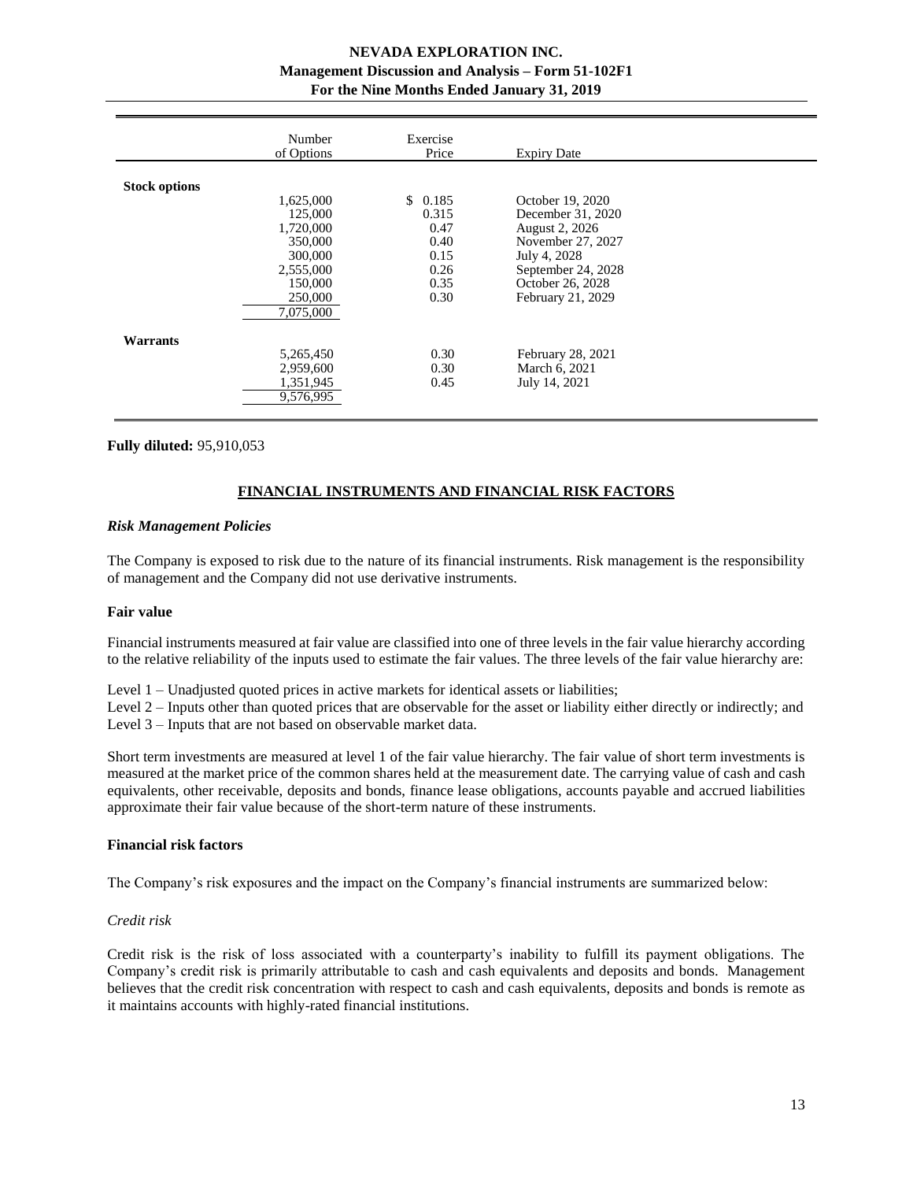| | Number of Options | Exercise Price | Expiry Date |
|---|---|---|---|
| **Stock options** | | | |
| | 1,625,000 | $ 0.185 | October 19, 2020 |
| | 125,000 | 0.315 | December 31, 2020 |
| | 1,720,000 | 0.47 | August 2, 2026 |
| | 350,000 | 0.40 | November 27, 2027 |
| | 300,000 | 0.15 | July 4, 2028 |
| | 2,555,000 | 0.26 | September 24, 2028 |
| | 150,000 | 0.35 | October 26, 2028 |
| | 250,000 | 0.30 | February 21, 2029 |
| | 7,075,000 | | |
| **Warrants** | | | |
| | 5,265,450 | 0.30 | February 28, 2021 |
| | 2,959,600 | 0.30 | March 6, 2021 |
| | 1,351,945 | 0.45 | July 14, 2021 |
| | 9,576,995 | | |

**Fully diluted:** 95,910,053

## FINANCIAL INSTRUMENTS AND FINANCIAL RISK FACTORS

### *Risk Management Policies*

The Company is exposed to risk due to the nature of its financial instruments. Risk management is the responsibility of management and the Company did not use derivative instruments.

### Fair value

Financial instruments measured at fair value are classified into one of three levels in the fair value hierarchy according to the relative reliability of the inputs used to estimate the fair values. The three levels of the fair value hierarchy are:

Level 1 – Unadjusted quoted prices in active markets for identical assets or liabilities;
Level 2 – Inputs other than quoted prices that are observable for the asset or liability either directly or indirectly; and
Level 3 – Inputs that are not based on observable market data.

Short term investments are measured at level 1 of the fair value hierarchy. The fair value of short term investments is measured at the market price of the common shares held at the measurement date. The carrying value of cash and cash equivalents, other receivable, deposits and bonds, finance lease obligations, accounts payable and accrued liabilities approximate their fair value because of the short-term nature of these instruments.

### Financial risk factors

The Company's risk exposures and the impact on the Company's financial instruments are summarized below:

*Credit risk*

Credit risk is the risk of loss associated with a counterparty's inability to fulfill its payment obligations. The Company's credit risk is primarily attributable to cash and cash equivalents and deposits and bonds. Management believes that the credit risk concentration with respect to cash and cash equivalents, deposits and bonds is remote as it maintains accounts with highly-rated financial institutions.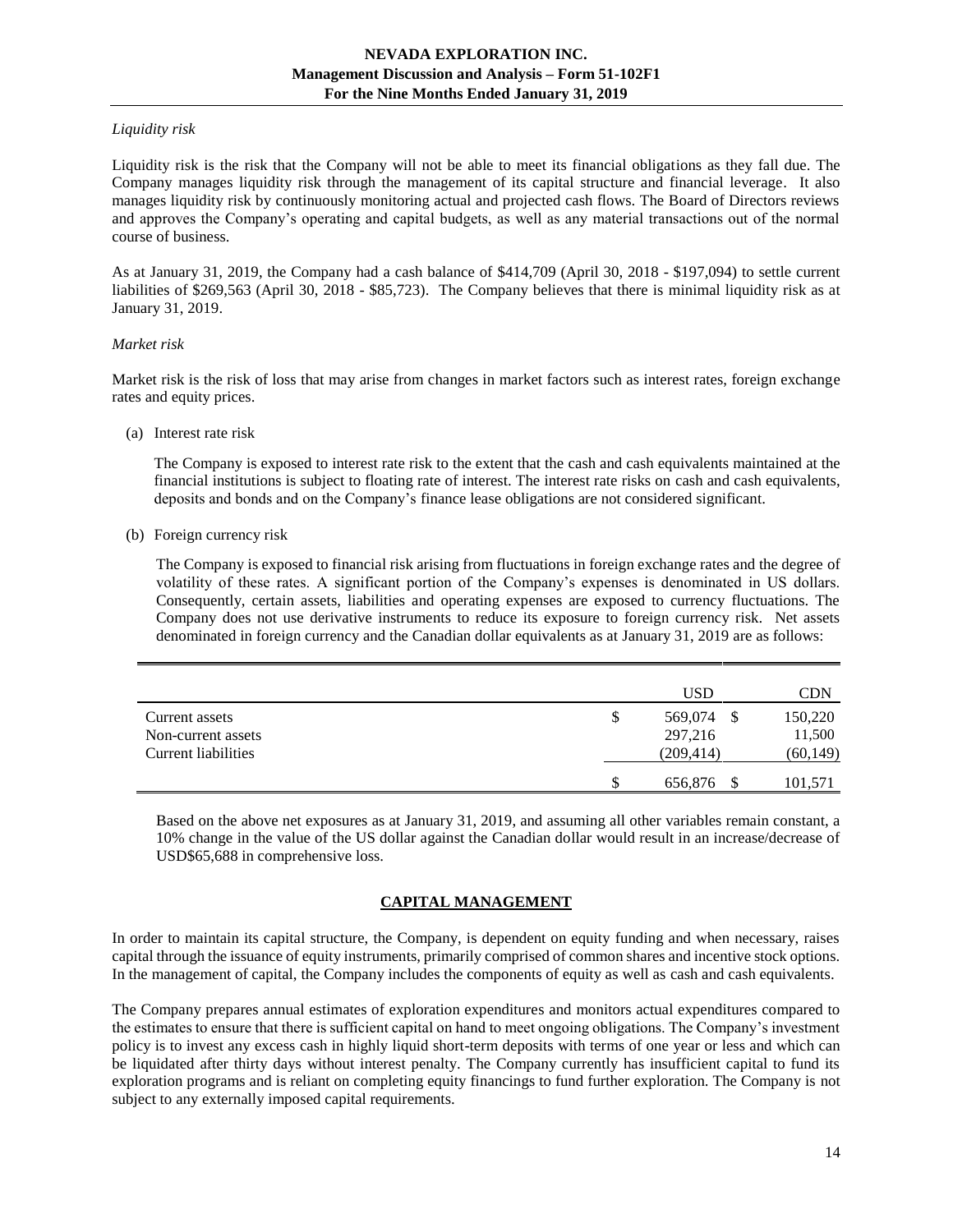*Liquidity risk*

Liquidity risk is the risk that the Company will not be able to meet its financial obligations as they fall due. The Company manages liquidity risk through the management of its capital structure and financial leverage. It also manages liquidity risk by continuously monitoring actual and projected cash flows. The Board of Directors reviews and approves the Company's operating and capital budgets, as well as any material transactions out of the normal course of business.

As at January 31, 2019, the Company had a cash balance of $414,709 (April 30, 2018 - $197,094) to settle current liabilities of $269,563 (April 30, 2018 - $85,723). The Company believes that there is minimal liquidity risk as at January 31, 2019.

*Market risk*

Market risk is the risk of loss that may arise from changes in market factors such as interest rates, foreign exchange rates and equity prices.

(a) Interest rate risk

The Company is exposed to interest rate risk to the extent that the cash and cash equivalents maintained at the financial institutions is subject to floating rate of interest. The interest rate risks on cash and cash equivalents, deposits and bonds and on the Company's finance lease obligations are not considered significant.

(b) Foreign currency risk

The Company is exposed to financial risk arising from fluctuations in foreign exchange rates and the degree of volatility of these rates. A significant portion of the Company's expenses is denominated in US dollars. Consequently, certain assets, liabilities and operating expenses are exposed to currency fluctuations. The Company does not use derivative instruments to reduce its exposure to foreign currency risk. Net assets denominated in foreign currency and the Canadian dollar equivalents as at January 31, 2019 are as follows:

| | USD | CDN |
|---|---|---|
| Current assets | $ 569,074 | $ 150,220 |
| Non-current assets | 297,216 | 11,500 |
| Current liabilities | (209,414) | (60,149) |
| | $ 656,876 | $ 101,571 |

Based on the above net exposures as at January 31, 2019, and assuming all other variables remain constant, a 10% change in the value of the US dollar against the Canadian dollar would result in an increase/decrease of USD$65,688 in comprehensive loss.

## CAPITAL MANAGEMENT

In order to maintain its capital structure, the Company, is dependent on equity funding and when necessary, raises capital through the issuance of equity instruments, primarily comprised of common shares and incentive stock options. In the management of capital, the Company includes the components of equity as well as cash and cash equivalents.

The Company prepares annual estimates of exploration expenditures and monitors actual expenditures compared to the estimates to ensure that there is sufficient capital on hand to meet ongoing obligations. The Company's investment policy is to invest any excess cash in highly liquid short-term deposits with terms of one year or less and which can be liquidated after thirty days without interest penalty. The Company currently has insufficient capital to fund its exploration programs and is reliant on completing equity financings to fund further exploration. The Company is not subject to any externally imposed capital requirements.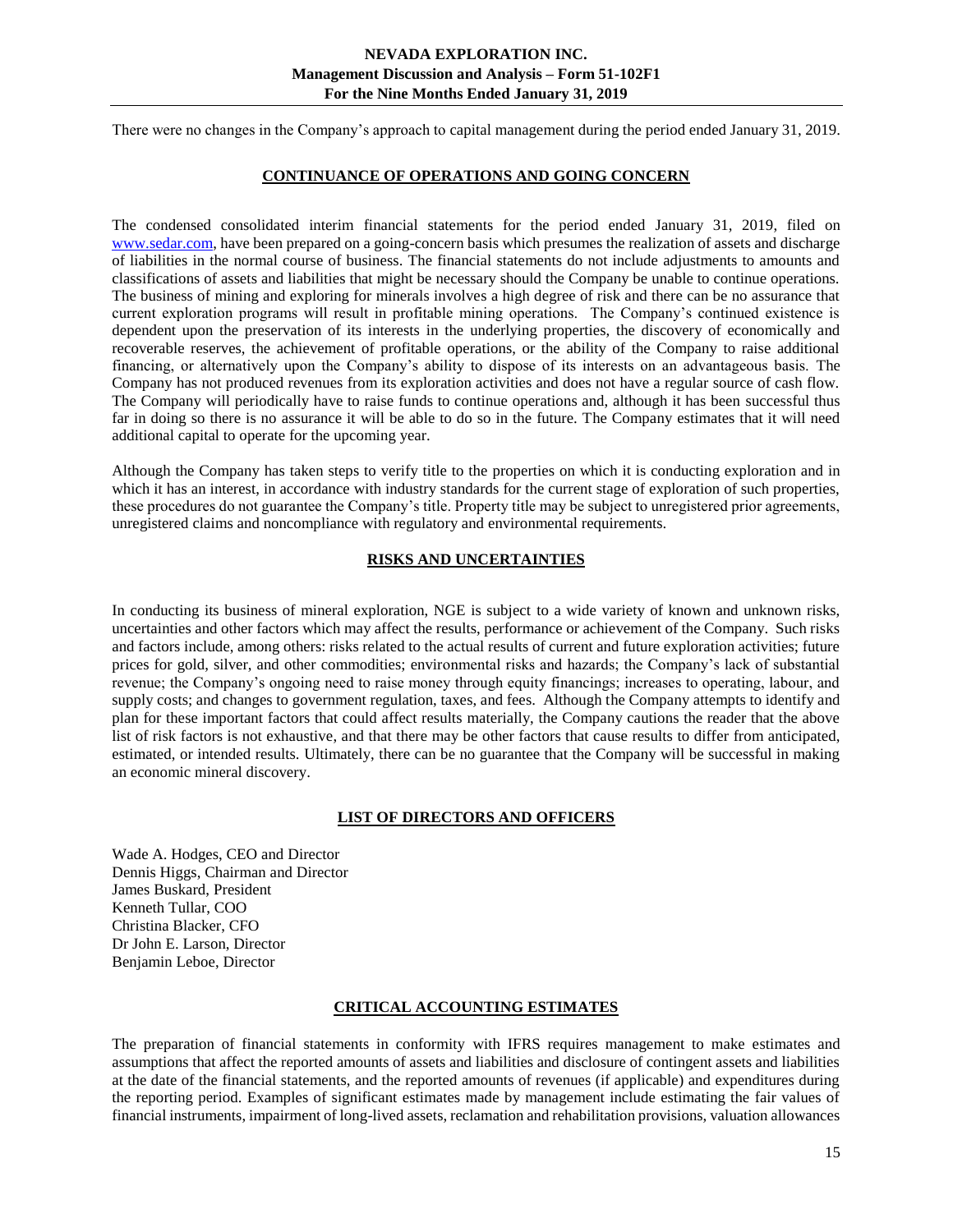There were no changes in the Company's approach to capital management during the period ended January 31, 2019.

## CONTINUANCE OF OPERATIONS AND GOING CONCERN

The condensed consolidated interim financial statements for the period ended January 31, 2019, filed on www.sedar.com, have been prepared on a going-concern basis which presumes the realization of assets and discharge of liabilities in the normal course of business. The financial statements do not include adjustments to amounts and classifications of assets and liabilities that might be necessary should the Company be unable to continue operations. The business of mining and exploring for minerals involves a high degree of risk and there can be no assurance that current exploration programs will result in profitable mining operations. The Company's continued existence is dependent upon the preservation of its interests in the underlying properties, the discovery of economically and recoverable reserves, the achievement of profitable operations, or the ability of the Company to raise additional financing, or alternatively upon the Company's ability to dispose of its interests on an advantageous basis. The Company has not produced revenues from its exploration activities and does not have a regular source of cash flow. The Company will periodically have to raise funds to continue operations and, although it has been successful thus far in doing so there is no assurance it will be able to do so in the future. The Company estimates that it will need additional capital to operate for the upcoming year.

Although the Company has taken steps to verify title to the properties on which it is conducting exploration and in which it has an interest, in accordance with industry standards for the current stage of exploration of such properties, these procedures do not guarantee the Company's title. Property title may be subject to unregistered prior agreements, unregistered claims and noncompliance with regulatory and environmental requirements.

## RISKS AND UNCERTAINTIES

In conducting its business of mineral exploration, NGE is subject to a wide variety of known and unknown risks, uncertainties and other factors which may affect the results, performance or achievement of the Company. Such risks and factors include, among others: risks related to the actual results of current and future exploration activities; future prices for gold, silver, and other commodities; environmental risks and hazards; the Company's lack of substantial revenue; the Company's ongoing need to raise money through equity financings; increases to operating, labour, and supply costs; and changes to government regulation, taxes, and fees. Although the Company attempts to identify and plan for these important factors that could affect results materially, the Company cautions the reader that the above list of risk factors is not exhaustive, and that there may be other factors that cause results to differ from anticipated, estimated, or intended results. Ultimately, there can be no guarantee that the Company will be successful in making an economic mineral discovery.

## LIST OF DIRECTORS AND OFFICERS

Wade A. Hodges, CEO and Director
Dennis Higgs, Chairman and Director
James Buskard, President
Kenneth Tullar, COO
Christina Blacker, CFO
Dr John E. Larson, Director
Benjamin Leboe, Director

## CRITICAL ACCOUNTING ESTIMATES

The preparation of financial statements in conformity with IFRS requires management to make estimates and assumptions that affect the reported amounts of assets and liabilities and disclosure of contingent assets and liabilities at the date of the financial statements, and the reported amounts of revenues (if applicable) and expenditures during the reporting period. Examples of significant estimates made by management include estimating the fair values of financial instruments, impairment of long-lived assets, reclamation and rehabilitation provisions, valuation allowances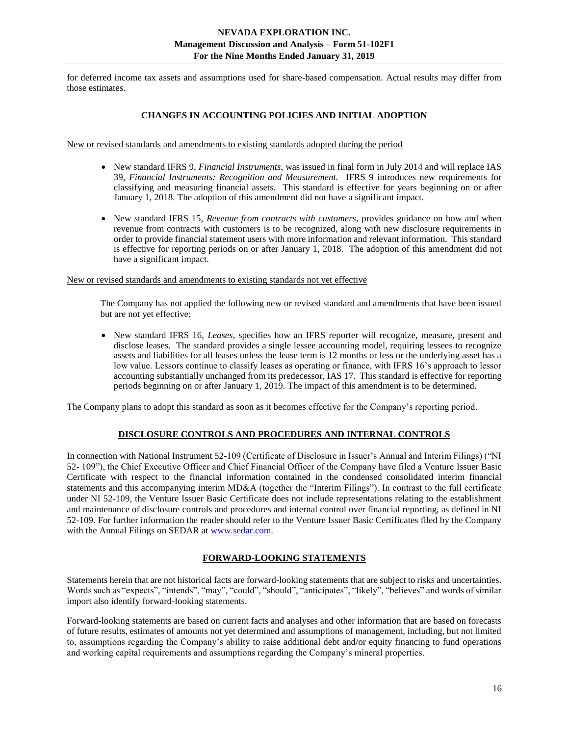for deferred income tax assets and assumptions used for share-based compensation. Actual results may differ from those estimates.

## CHANGES IN ACCOUNTING POLICIES AND INITIAL ADOPTION

New or revised standards and amendments to existing standards adopted during the period

- New standard IFRS 9, *Financial Instruments*, was issued in final form in July 2014 and will replace IAS 39, *Financial Instruments: Recognition and Measurement.* IFRS 9 introduces new requirements for classifying and measuring financial assets. This standard is effective for years beginning on or after January 1, 2018. The adoption of this amendment did not have a significant impact.

- New standard IFRS 15, *Revenue from contracts with customers*, provides guidance on how and when revenue from contracts with customers is to be recognized, along with new disclosure requirements in order to provide financial statement users with more information and relevant information. This standard is effective for reporting periods on or after January 1, 2018. The adoption of this amendment did not have a significant impact.

New or revised standards and amendments to existing standards not yet effective

The Company has not applied the following new or revised standard and amendments that have been issued but are not yet effective:

- New standard IFRS 16, *Leases*, specifies how an IFRS reporter will recognize, measure, present and disclose leases. The standard provides a single lessee accounting model, requiring lessees to recognize assets and liabilities for all leases unless the lease term is 12 months or less or the underlying asset has a low value. Lessors continue to classify leases as operating or finance, with IFRS 16's approach to lessor accounting substantially unchanged from its predecessor, IAS 17. This standard is effective for reporting periods beginning on or after January 1, 2019. The impact of this amendment is to be determined.

The Company plans to adopt this standard as soon as it becomes effective for the Company's reporting period.

## DISCLOSURE CONTROLS AND PROCEDURES AND INTERNAL CONTROLS

In connection with National Instrument 52-109 (Certificate of Disclosure in Issuer's Annual and Interim Filings) ("NI 52- 109"), the Chief Executive Officer and Chief Financial Officer of the Company have filed a Venture Issuer Basic Certificate with respect to the financial information contained in the condensed consolidated interim financial statements and this accompanying interim MD&A (together the "Interim Filings"). In contrast to the full certificate under NI 52-109, the Venture Issuer Basic Certificate does not include representations relating to the establishment and maintenance of disclosure controls and procedures and internal control over financial reporting, as defined in NI 52-109. For further information the reader should refer to the Venture Issuer Basic Certificates filed by the Company with the Annual Filings on SEDAR at www.sedar.com.

## FORWARD-LOOKING STATEMENTS

Statements herein that are not historical facts are forward-looking statements that are subject to risks and uncertainties. Words such as "expects", "intends", "may", "could", "should", "anticipates", "likely", "believes" and words of similar import also identify forward-looking statements.

Forward-looking statements are based on current facts and analyses and other information that are based on forecasts of future results, estimates of amounts not yet determined and assumptions of management, including, but not limited to, assumptions regarding the Company's ability to raise additional debt and/or equity financing to fund operations and working capital requirements and assumptions regarding the Company's mineral properties.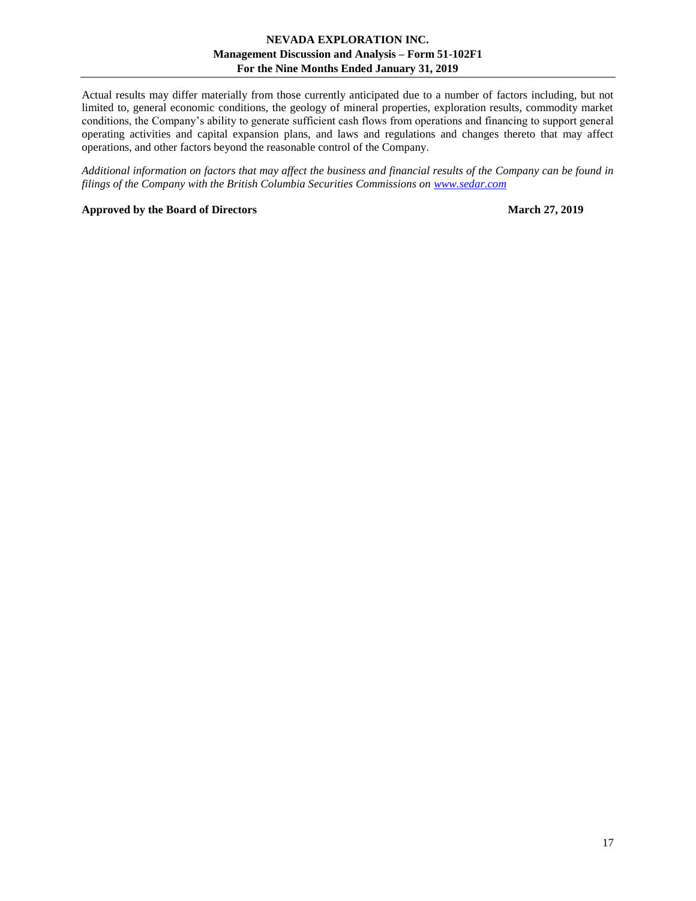Actual results may differ materially from those currently anticipated due to a number of factors including, but not limited to, general economic conditions, the geology of mineral properties, exploration results, commodity market conditions, the Company's ability to generate sufficient cash flows from operations and financing to support general operating activities and capital expansion plans, and laws and regulations and changes thereto that may affect operations, and other factors beyond the reasonable control of the Company.

*Additional information on factors that may affect the business and financial results of the Company can be found in filings of the Company with the British Columbia Securities Commissions on [www.sedar.com](http://www.sedar.com)*

**Approved by the Board of Directors** **March 27, 2019**